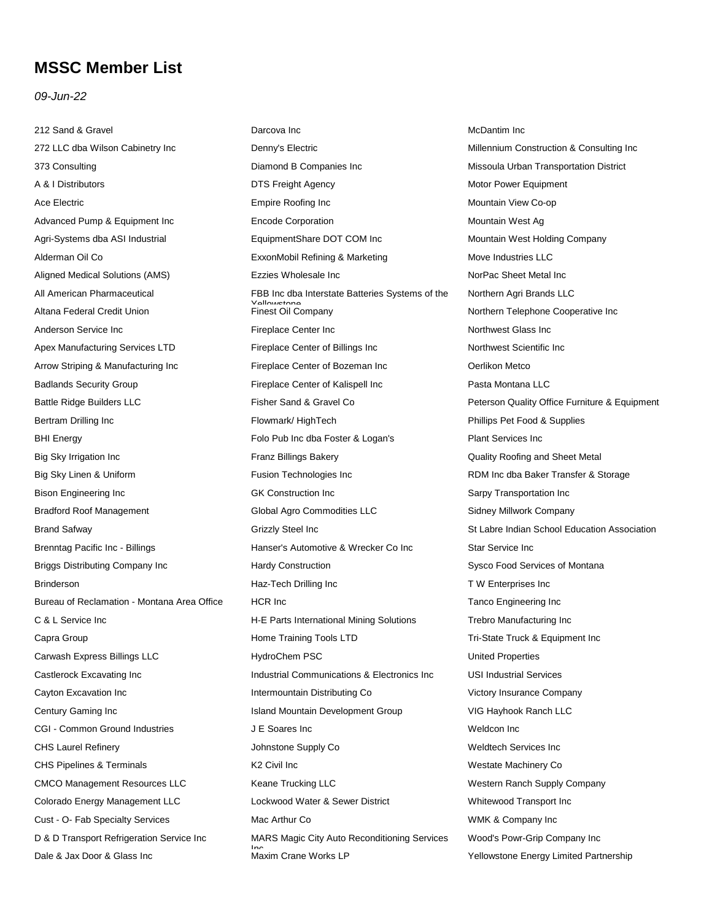# MSSC Member List

*09-Jun-22*

212 Sand & Gravel
272 LLC dba Wilson Cabinetry Inc
373 Consulting
A & I Distributors
Ace Electric
Advanced Pump & Equipment Inc
Agri-Systems dba ASI Industrial
Alderman Oil Co
Aligned Medical Solutions (AMS)
All American Pharmaceutical
Altana Federal Credit Union
Anderson Service Inc
Apex Manufacturing Services LTD
Arrow Striping & Manufacturing Inc
Badlands Security Group
Battle Ridge Builders LLC
Bertram Drilling Inc
BHI Energy
Big Sky Irrigation Inc
Big Sky Linen & Uniform
Bison Engineering Inc
Bradford Roof Management
Brand Safway
Brenntag Pacific Inc - Billings
Briggs Distributing Company Inc
Brinderson
Bureau of Reclamation - Montana Area Office
C & L Service Inc
Capra Group
Carwash Express Billings LLC
Castlerock Excavating Inc
Cayton Excavation Inc
Century Gaming Inc
CGI - Common Ground Industries
CHS Laurel Refinery
CHS Pipelines & Terminals
CMCO Management Resources LLC
Colorado Energy Management LLC
Cust - O- Fab Specialty Services
D & D Transport Refrigeration Service Inc
Dale & Jax Door & Glass Inc
Darcova Inc
Denny's Electric
Diamond B Companies Inc
DTS Freight Agency
Empire Roofing Inc
Encode Corporation
EquipmentShare DOT COM Inc
ExxonMobil Refining & Marketing
Ezzies Wholesale Inc
FBB Inc dba Interstate Batteries Systems of the Yellowstone
Finest Oil Company
Fireplace Center Inc
Fireplace Center of Billings Inc
Fireplace Center of Bozeman Inc
Fireplace Center of Kalispell Inc
Fisher Sand & Gravel Co
Flowmark/ HighTech
Folo Pub Inc dba Foster & Logan's
Franz Billings Bakery
Fusion Technologies Inc
GK Construction Inc
Global Agro Commodities LLC
Grizzly Steel Inc
Hanser's Automotive & Wrecker Co Inc
Hardy Construction
Haz-Tech Drilling Inc
HCR Inc
H-E Parts International Mining Solutions
Home Training Tools LTD
HydroChem PSC
Industrial Communications & Electronics Inc
Intermountain Distributing Co
Island Mountain Development Group
J E Soares Inc
Johnstone Supply Co
K2 Civil Inc
Keane Trucking LLC
Lockwood Water & Sewer District
Mac Arthur Co
MARS Magic City Auto Reconditioning Services Inc
Maxim Crane Works LP
McDantim Inc
Millennium Construction & Consulting Inc
Missoula Urban Transportation District
Motor Power Equipment
Mountain View Co-op
Mountain West Ag
Mountain West Holding Company
Move Industries LLC
NorPac Sheet Metal Inc
Northern Agri Brands LLC
Northern Telephone Cooperative Inc
Northwest Glass Inc
Northwest Scientific Inc
Oerlikon Metco
Pasta Montana LLC
Peterson Quality Office Furniture & Equipment
Phillips Pet Food & Supplies
Plant Services Inc
Quality Roofing and Sheet Metal
RDM Inc dba Baker Transfer & Storage
Sarpy Transportation Inc
Sidney Millwork Company
St Labre Indian School Education Association
Star Service Inc
Sysco Food Services of Montana
T W Enterprises Inc
Tanco Engineering Inc
Trebro Manufacturing Inc
Tri-State Truck & Equipment Inc
United Properties
USI Industrial Services
Victory Insurance Company
VIG Hayhook Ranch LLC
Weldcon Inc
Weldtech Services Inc
Westate Machinery Co
Western Ranch Supply Company
Whitewood Transport Inc
WMK & Company Inc
Wood's Powr-Grip Company Inc
Yellowstone Energy Limited Partnership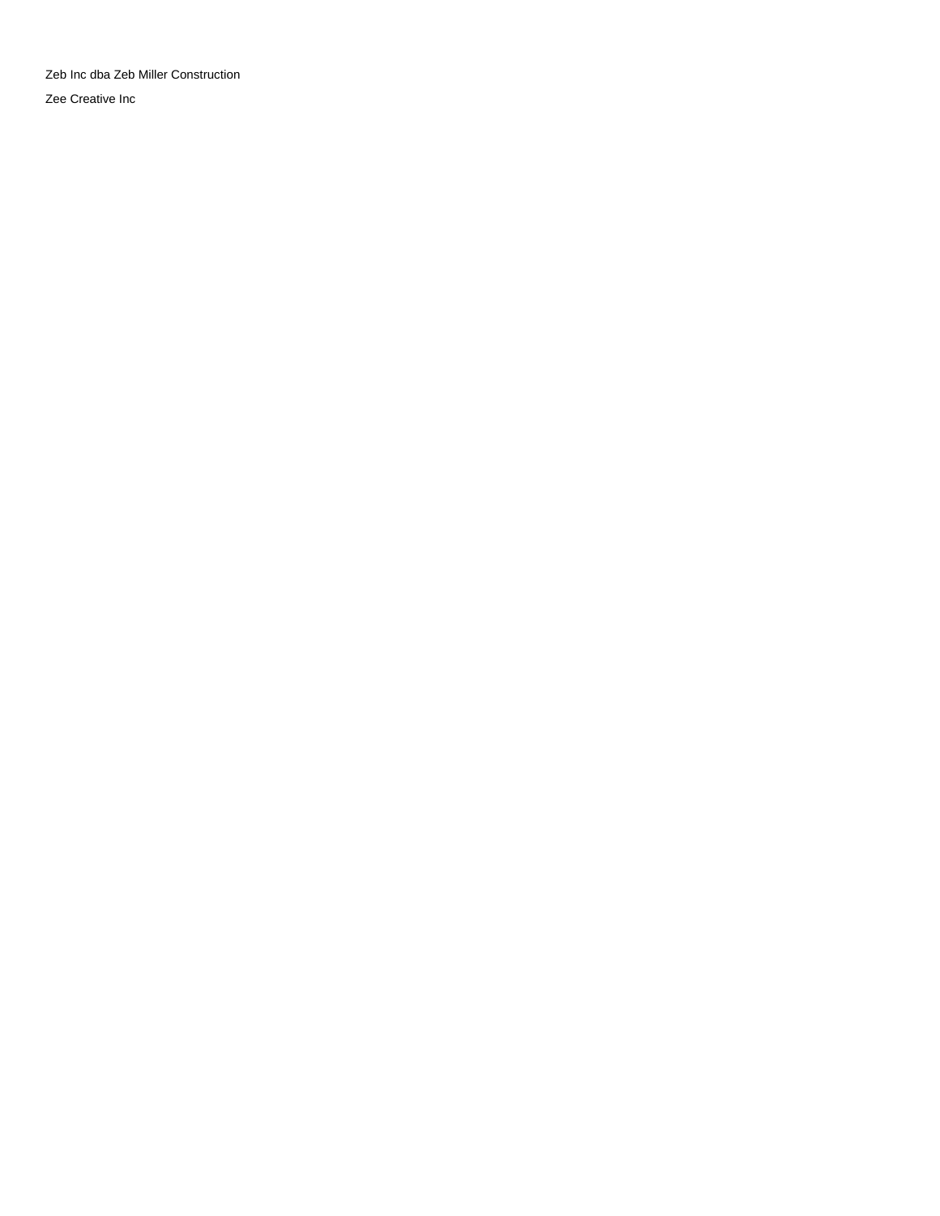Zeb Inc dba Zeb Miller Construction

Zee Creative Inc